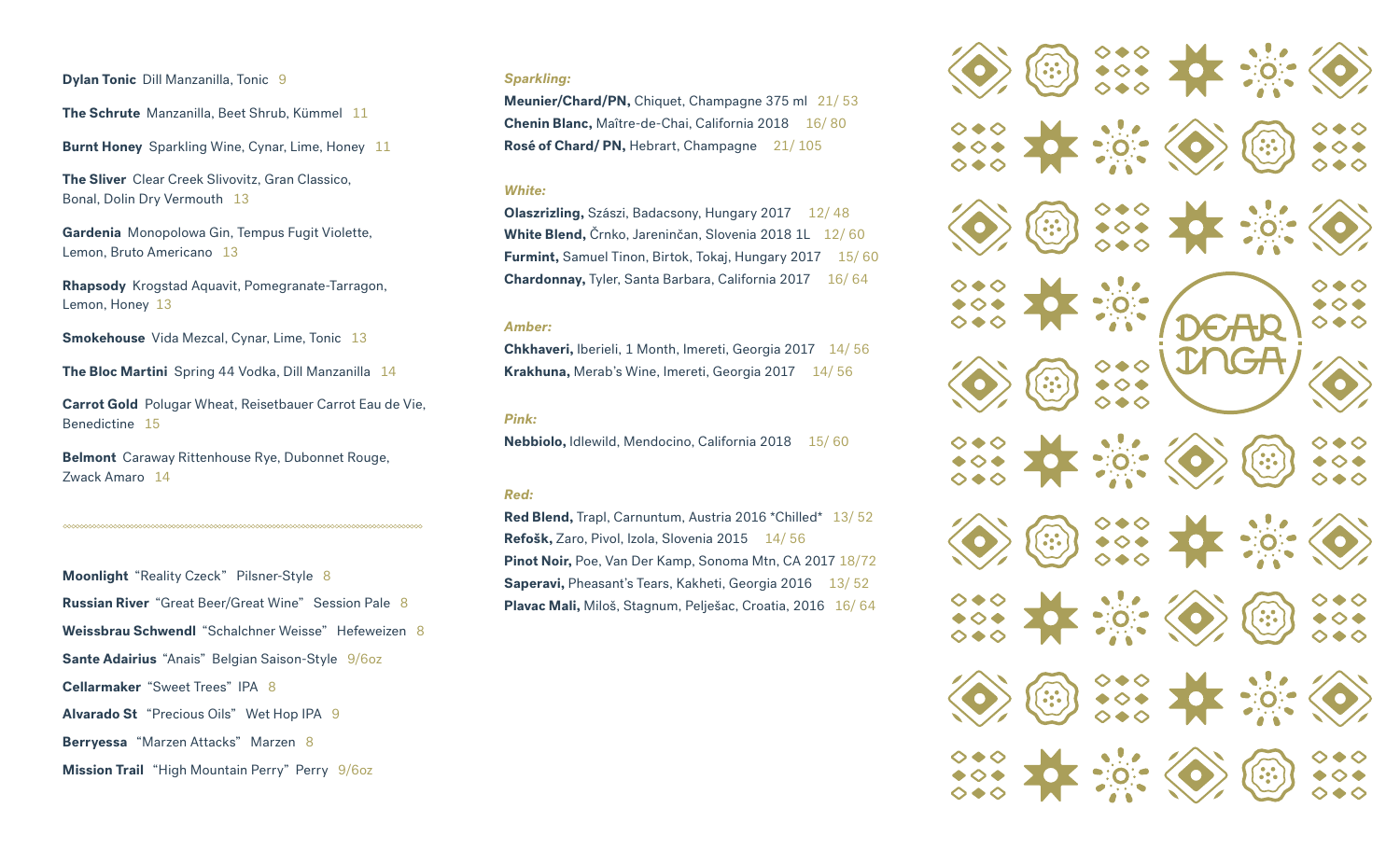**Dylan Tonic** Dill Manzanilla, Tonic 9

**The Schrute** Manzanilla, Beet Shrub, Kümmel 11

**Burnt Honey** Sparkling Wine, Cynar, Lime, Honey 11

**The Sliver** Clear Creek Slivovitz, Gran Classico, Bonal, Dolin Dry Vermouth 13

**Gardenia** Monopolowa Gin, Tempus Fugit Violette, Lemon, Bruto Americano 13

**Rhapsody** Krogstad Aquavit, Pomegranate-Tarragon, Lemon, Honey 13

**Smokehouse** Vida Mezcal, Cynar, Lime, Tonic 13

**The Bloc Martini** Spring 44 Vodka, Dill Manzanilla 14

**Carrot Gold** Polugar Wheat, Reisetbauer Carrot Eau de Vie, Benedictine 15

**Belmont** Caraway Rittenhouse Rye, Dubonnet Rouge, Zwack Amaro 14

---

**Moonlight** "Reality Czeck" Pilsner-Style 8

**Russian River** "Great Beer/Great Wine" Session Pale 8

**Weissbrau Schwendl** "Schalchner Weisse" Hefeweizen 8

**Sante Adairius** "Anais" Belgian Saison-Style 9/6oz

**Cellarmaker** "Sweet Trees" IPA 8

**Alvarado St** "Precious Oils" Wet Hop IPA 9

**Berryessa** "Marzen Attacks" Marzen 8

**Mission Trail** "High Mountain Perry" Perry 9/6oz

***Sparkling:***

**Meunier/Chard/PN,** Chiquet, Champagne 375 ml 21/ 53
**Chenin Blanc,** Maître-de-Chai, California 2018 16/ 80
**Rosé of Chard/ PN,** Hebrart, Champagne 21/ 105

***White:***

**Olaszrizling,** Szászi, Badacsony, Hungary 2017 12/ 48
**White Blend,** Črnko, Jareninčan, Slovenia 2018 1L 12/ 60
**Furmint,** Samuel Tinon, Birtok, Tokaj, Hungary 2017 15/ 60
**Chardonnay,** Tyler, Santa Barbara, California 2017 16/ 64

***Amber:***

**Chkhaveri,** Iberieli, 1 Month, Imereti, Georgia 2017 14/ 56
**Krakhuna,** Merab's Wine, Imereti, Georgia 2017 14/ 56

***Pink:***

**Nebbiolo,** Idlewild, Mendocino, California 2018 15/ 60

***Red:***

**Red Blend,** Trapl, Carnuntum, Austria 2016 *Chilled* 13/ 52
**Refošk,** Zaro, Pivol, Izola, Slovenia 2015 14/ 56
**Pinot Noir,** Poe, Van Der Kamp, Sonoma Mtn, CA 2017 18/72
**Saperavi,** Pheasant's Tears, Kakheti, Georgia 2016 13/ 52
**Plavac Mali,** Miloš, Stagnum, Pelješac, Croatia, 2016 16/ 64

DEAR INGA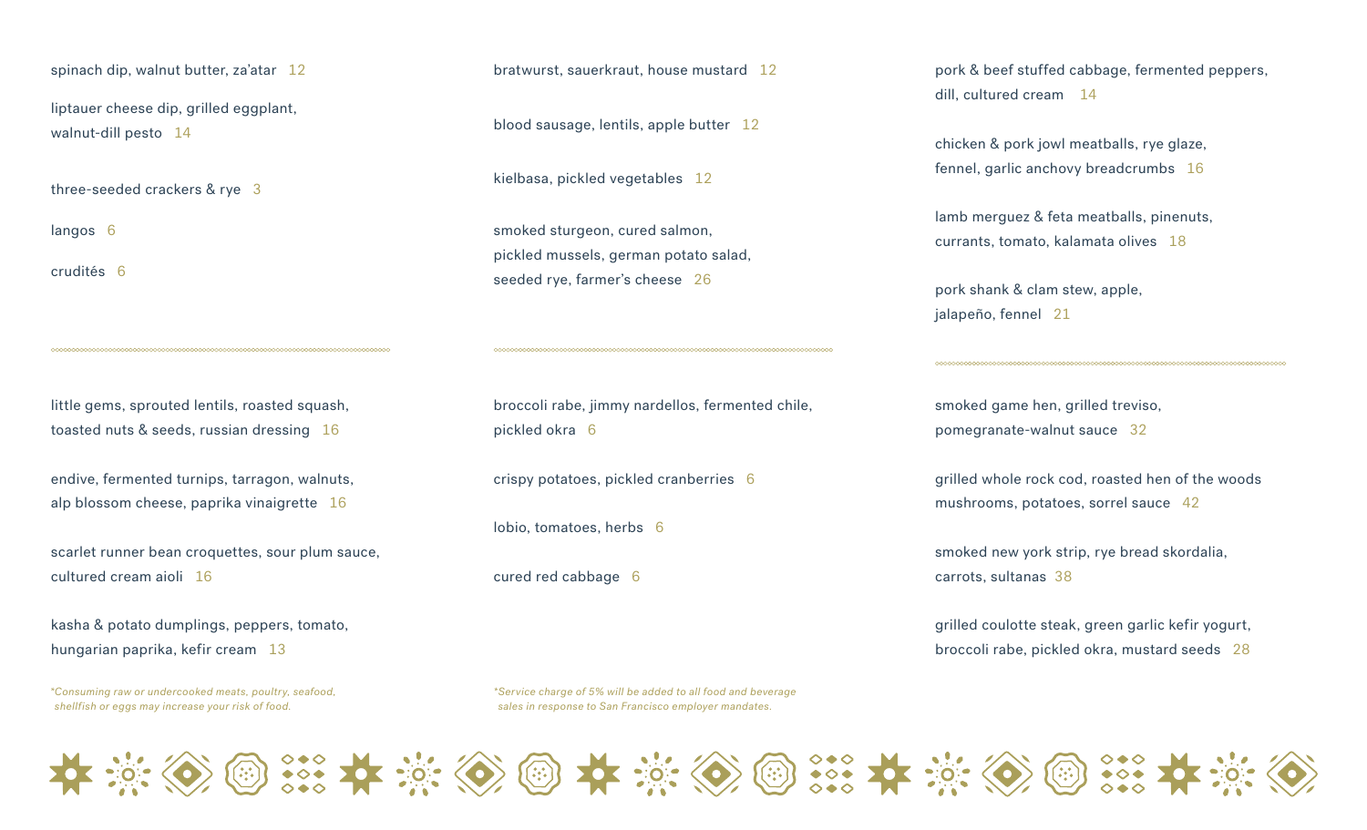spinach dip, walnut butter, za'atar 12

liptauer cheese dip, grilled eggplant, walnut-dill pesto 14

three-seeded crackers & rye 3

langos 6

crudités 6

bratwurst, sauerkraut, house mustard 12

blood sausage, lentils, apple butter 12

kielbasa, pickled vegetables 12

smoked sturgeon, cured salmon, pickled mussels, german potato salad, seeded rye, farmer's cheese 26

pork & beef stuffed cabbage, fermented peppers, dill, cultured cream 14

chicken & pork jowl meatballs, rye glaze, fennel, garlic anchovy breadcrumbs 16

lamb merguez & feta meatballs, pinenuts, currants, tomato, kalamata olives 18

pork shank & clam stew, apple, jalapeño, fennel 21

---

little gems, sprouted lentils, roasted squash, toasted nuts & seeds, russian dressing 16

endive, fermented turnips, tarragon, walnuts, alp blossom cheese, paprika vinaigrette 16

scarlet runner bean croquettes, sour plum sauce, cultured cream aioli 16

kasha & potato dumplings, peppers, tomato, hungarian paprika, kefir cream 13

*Consuming raw or undercooked meats, poultry, seafood, shellfish or eggs may increase your risk of food.*

broccoli rabe, jimmy nardellos, fermented chile, pickled okra 6

crispy potatoes, pickled cranberries 6

lobio, tomatoes, herbs 6

cured red cabbage 6

*Service charge of 5% will be added to all food and beverage sales in response to San Francisco employer mandates.*

smoked game hen, grilled treviso, pomegranate-walnut sauce 32

grilled whole rock cod, roasted hen of the woods mushrooms, potatoes, sorrel sauce 42

smoked new york strip, rye bread skordalia, carrots, sultanas 38

grilled coulotte steak, green garlic kefir yogurt, broccoli rabe, pickled okra, mustard seeds 28